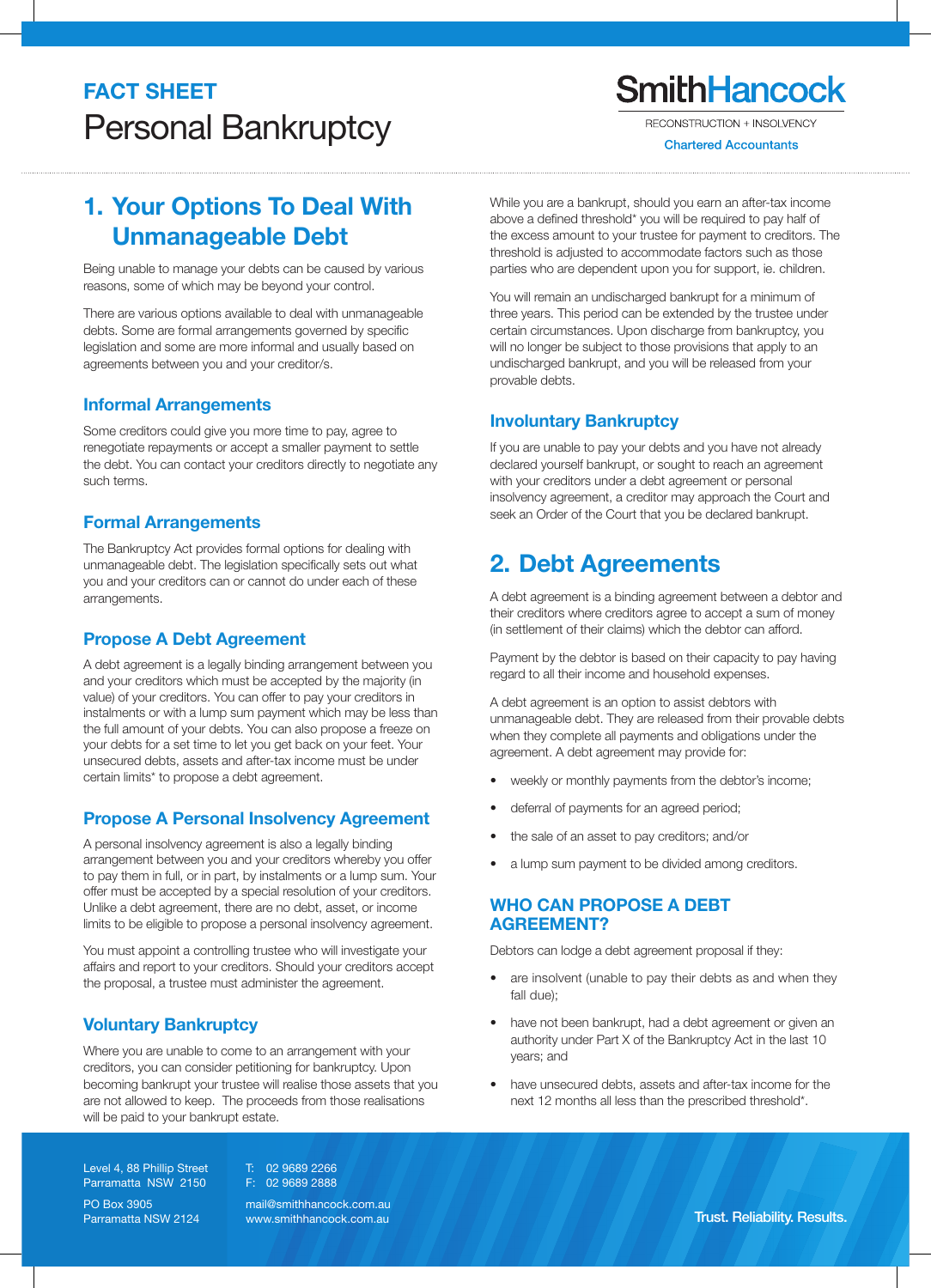# FACT SHEET
# Personal Bankruptcy

SmithHancock
RECONSTRUCTION + INSOLVENCY
Chartered Accountants

## 1. Your Options To Deal With Unmanageable Debt

Being unable to manage your debts can be caused by various reasons, some of which may be beyond your control.

There are various options available to deal with unmanageable debts. Some are formal arrangements governed by specific legislation and some are more informal and usually based on agreements between you and your creditor/s.

### Informal Arrangements

Some creditors could give you more time to pay, agree to renegotiate repayments or accept a smaller payment to settle the debt. You can contact your creditors directly to negotiate any such terms.

### Formal Arrangements

The Bankruptcy Act provides formal options for dealing with unmanageable debt. The legislation specifically sets out what you and your creditors can or cannot do under each of these arrangements.

### Propose A Debt Agreement

A debt agreement is a legally binding arrangement between you and your creditors which must be accepted by the majority (in value) of your creditors. You can offer to pay your creditors in instalments or with a lump sum payment which may be less than the full amount of your debts. You can also propose a freeze on your debts for a set time to let you get back on your feet. Your unsecured debts, assets and after-tax income must be under certain limits* to propose a debt agreement.

### Propose A Personal Insolvency Agreement

A personal insolvency agreement is also a legally binding arrangement between you and your creditors whereby you offer to pay them in full, or in part, by instalments or a lump sum. Your offer must be accepted by a special resolution of your creditors. Unlike a debt agreement, there are no debt, asset, or income limits to be eligible to propose a personal insolvency agreement.

You must appoint a controlling trustee who will investigate your affairs and report to your creditors. Should your creditors accept the proposal, a trustee must administer the agreement.

### Voluntary Bankruptcy

Where you are unable to come to an arrangement with your creditors, you can consider petitioning for bankruptcy. Upon becoming bankrupt your trustee will realise those assets that you are not allowed to keep. The proceeds from those realisations will be paid to your bankrupt estate.

While you are a bankrupt, should you earn an after-tax income above a defined threshold* you will be required to pay half of the excess amount to your trustee for payment to creditors. The threshold is adjusted to accommodate factors such as those parties who are dependent upon you for support, ie. children.

You will remain an undischarged bankrupt for a minimum of three years. This period can be extended by the trustee under certain circumstances. Upon discharge from bankruptcy, you will no longer be subject to those provisions that apply to an undischarged bankrupt, and you will be released from your provable debts.

### Involuntary Bankruptcy

If you are unable to pay your debts and you have not already declared yourself bankrupt, or sought to reach an agreement with your creditors under a debt agreement or personal insolvency agreement, a creditor may approach the Court and seek an Order of the Court that you be declared bankrupt.

## 2. Debt Agreements

A debt agreement is a binding agreement between a debtor and their creditors where creditors agree to accept a sum of money (in settlement of their claims) which the debtor can afford.

Payment by the debtor is based on their capacity to pay having regard to all their income and household expenses.

A debt agreement is an option to assist debtors with unmanageable debt. They are released from their provable debts when they complete all payments and obligations under the agreement. A debt agreement may provide for:

- weekly or monthly payments from the debtor's income;
- deferral of payments for an agreed period;
- the sale of an asset to pay creditors; and/or
- a lump sum payment to be divided among creditors.

### WHO CAN PROPOSE A DEBT AGREEMENT?

Debtors can lodge a debt agreement proposal if they:

- are insolvent (unable to pay their debts as and when they fall due);
- have not been bankrupt, had a debt agreement or given an authority under Part X of the Bankruptcy Act in the last 10 years; and
- have unsecured debts, assets and after-tax income for the next 12 months all less than the prescribed threshold*.

Level 4, 88 Phillip Street
Parramatta NSW 2150

PO Box 3905
Parramatta NSW 2124

T: 02 9689 2266
F: 02 9689 2888

mail@smithhancock.com.au
www.smithhancock.com.au

Trust. Reliability. Results.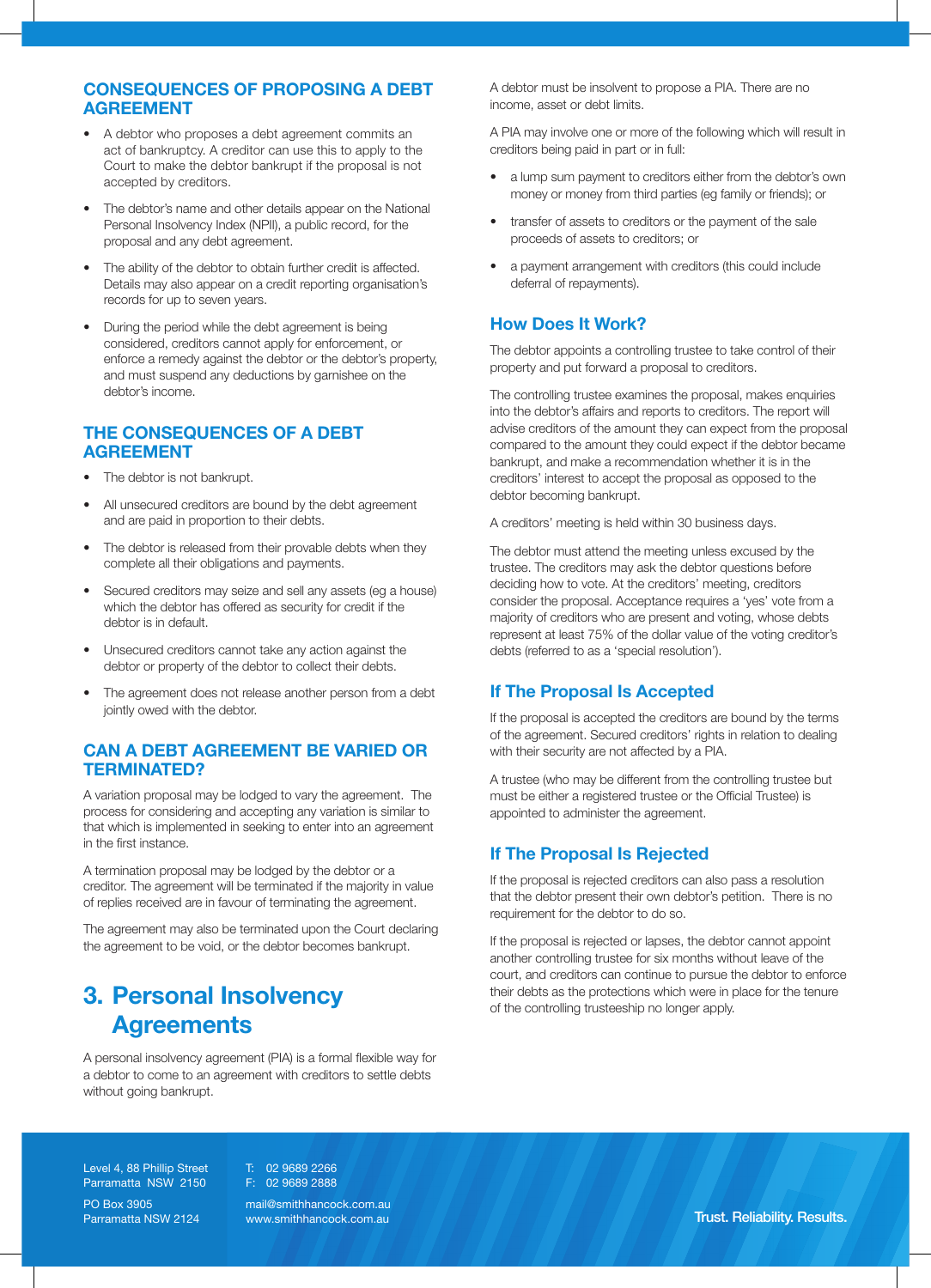## CONSEQUENCES OF PROPOSING A DEBT AGREEMENT

- A debtor who proposes a debt agreement commits an act of bankruptcy. A creditor can use this to apply to the Court to make the debtor bankrupt if the proposal is not accepted by creditors.
- The debtor's name and other details appear on the National Personal Insolvency Index (NPII), a public record, for the proposal and any debt agreement.
- The ability of the debtor to obtain further credit is affected. Details may also appear on a credit reporting organisation's records for up to seven years.
- During the period while the debt agreement is being considered, creditors cannot apply for enforcement, or enforce a remedy against the debtor or the debtor's property, and must suspend any deductions by garnishee on the debtor's income.

## THE CONSEQUENCES OF A DEBT AGREEMENT

- The debtor is not bankrupt.
- All unsecured creditors are bound by the debt agreement and are paid in proportion to their debts.
- The debtor is released from their provable debts when they complete all their obligations and payments.
- Secured creditors may seize and sell any assets (eg a house) which the debtor has offered as security for credit if the debtor is in default.
- Unsecured creditors cannot take any action against the debtor or property of the debtor to collect their debts.
- The agreement does not release another person from a debt jointly owed with the debtor.

## CAN A DEBT AGREEMENT BE VARIED OR TERMINATED?

A variation proposal may be lodged to vary the agreement. The process for considering and accepting any variation is similar to that which is implemented in seeking to enter into an agreement in the first instance.

A termination proposal may be lodged by the debtor or a creditor. The agreement will be terminated if the majority in value of replies received are in favour of terminating the agreement.

The agreement may also be terminated upon the Court declaring the agreement to be void, or the debtor becomes bankrupt.

# 3. Personal Insolvency Agreements

A personal insolvency agreement (PIA) is a formal flexible way for a debtor to come to an agreement with creditors to settle debts without going bankrupt.

A debtor must be insolvent to propose a PIA. There are no income, asset or debt limits.

A PIA may involve one or more of the following which will result in creditors being paid in part or in full:

- a lump sum payment to creditors either from the debtor's own money or money from third parties (eg family or friends); or
- transfer of assets to creditors or the payment of the sale proceeds of assets to creditors; or
- a payment arrangement with creditors (this could include deferral of repayments).

## How Does It Work?

The debtor appoints a controlling trustee to take control of their property and put forward a proposal to creditors.

The controlling trustee examines the proposal, makes enquiries into the debtor's affairs and reports to creditors. The report will advise creditors of the amount they can expect from the proposal compared to the amount they could expect if the debtor became bankrupt, and make a recommendation whether it is in the creditors' interest to accept the proposal as opposed to the debtor becoming bankrupt.

A creditors' meeting is held within 30 business days.

The debtor must attend the meeting unless excused by the trustee. The creditors may ask the debtor questions before deciding how to vote. At the creditors' meeting, creditors consider the proposal. Acceptance requires a 'yes' vote from a majority of creditors who are present and voting, whose debts represent at least 75% of the dollar value of the voting creditor's debts (referred to as a 'special resolution').

## If The Proposal Is Accepted

If the proposal is accepted the creditors are bound by the terms of the agreement. Secured creditors' rights in relation to dealing with their security are not affected by a PIA.

A trustee (who may be different from the controlling trustee but must be either a registered trustee or the Official Trustee) is appointed to administer the agreement.

## If The Proposal Is Rejected

If the proposal is rejected creditors can also pass a resolution that the debtor present their own debtor's petition. There is no requirement for the debtor to do so.

If the proposal is rejected or lapses, the debtor cannot appoint another controlling trustee for six months without leave of the court, and creditors can continue to pursue the debtor to enforce their debts as the protections which were in place for the tenure of the controlling trusteeship no longer apply.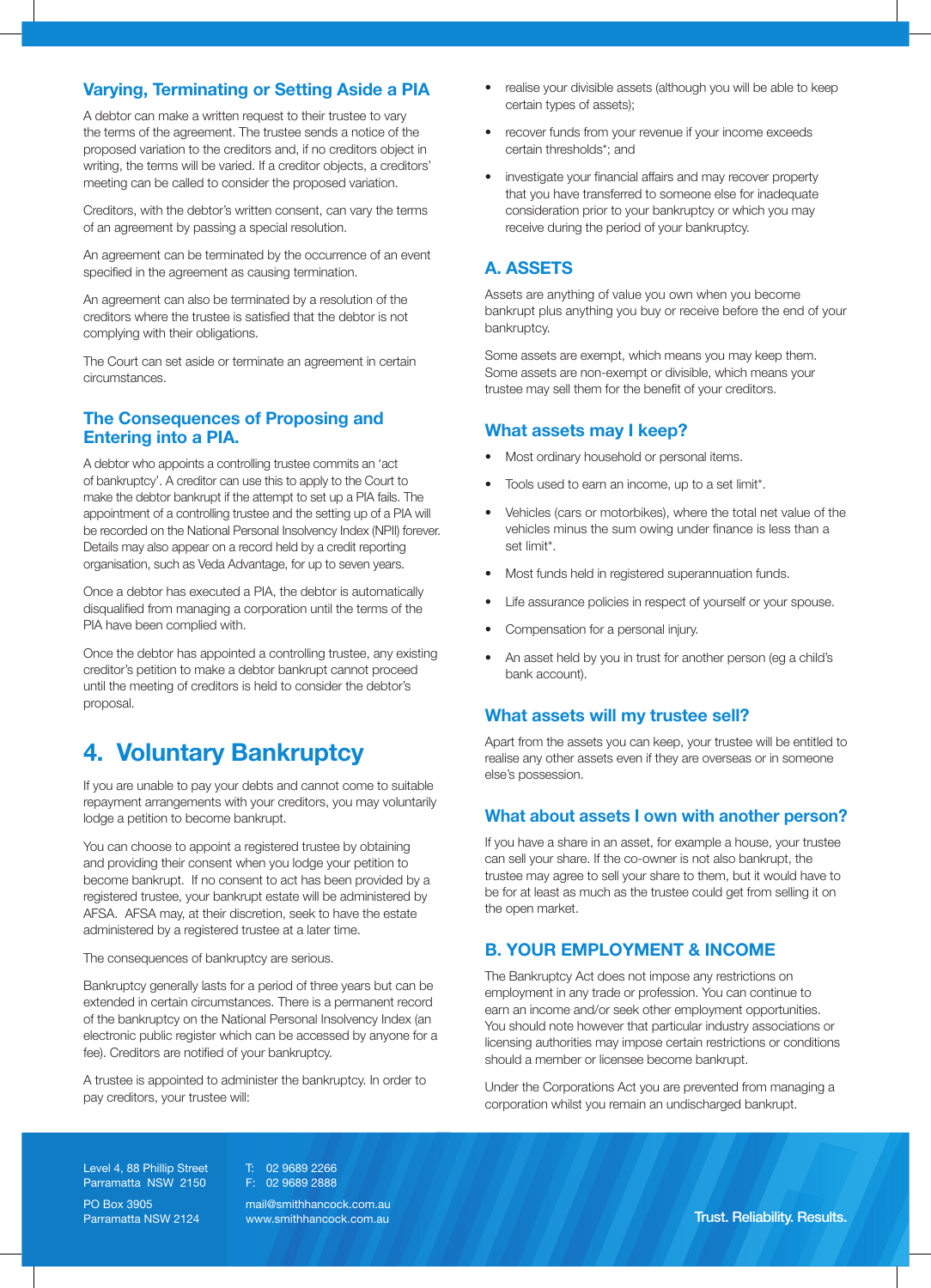## Varying, Terminating or Setting Aside a PIA

A debtor can make a written request to their trustee to vary the terms of the agreement. The trustee sends a notice of the proposed variation to the creditors and, if no creditors object in writing, the terms will be varied. If a creditor objects, a creditors' meeting can be called to consider the proposed variation.

Creditors, with the debtor's written consent, can vary the terms of an agreement by passing a special resolution.

An agreement can be terminated by the occurrence of an event specified in the agreement as causing termination.

An agreement can also be terminated by a resolution of the creditors where the trustee is satisfied that the debtor is not complying with their obligations.

The Court can set aside or terminate an agreement in certain circumstances.

## The Consequences of Proposing and Entering into a PIA.

A debtor who appoints a controlling trustee commits an 'act of bankruptcy'. A creditor can use this to apply to the Court to make the debtor bankrupt if the attempt to set up a PIA fails. The appointment of a controlling trustee and the setting up of a PIA will be recorded on the National Personal Insolvency Index (NPII) forever. Details may also appear on a record held by a credit reporting organisation, such as Veda Advantage, for up to seven years.

Once a debtor has executed a PIA, the debtor is automatically disqualified from managing a corporation until the terms of the PIA have been complied with.

Once the debtor has appointed a controlling trustee, any existing creditor's petition to make a debtor bankrupt cannot proceed until the meeting of creditors is held to consider the debtor's proposal.

# 4. Voluntary Bankruptcy

If you are unable to pay your debts and cannot come to suitable repayment arrangements with your creditors, you may voluntarily lodge a petition to become bankrupt.

You can choose to appoint a registered trustee by obtaining and providing their consent when you lodge your petition to become bankrupt. If no consent to act has been provided by a registered trustee, your bankrupt estate will be administered by AFSA. AFSA may, at their discretion, seek to have the estate administered by a registered trustee at a later time.

The consequences of bankruptcy are serious.

Bankruptcy generally lasts for a period of three years but can be extended in certain circumstances. There is a permanent record of the bankruptcy on the National Personal Insolvency Index (an electronic public register which can be accessed by anyone for a fee). Creditors are notified of your bankruptcy.

A trustee is appointed to administer the bankruptcy. In order to pay creditors, your trustee will:

- realise your divisible assets (although you will be able to keep certain types of assets);
- recover funds from your revenue if your income exceeds certain thresholds*; and
- investigate your financial affairs and may recover property that you have transferred to someone else for inadequate consideration prior to your bankruptcy or which you may receive during the period of your bankruptcy.

## A. ASSETS

Assets are anything of value you own when you become bankrupt plus anything you buy or receive before the end of your bankruptcy.

Some assets are exempt, which means you may keep them. Some assets are non-exempt or divisible, which means your trustee may sell them for the benefit of your creditors.

### What assets may I keep?

- Most ordinary household or personal items.
- Tools used to earn an income, up to a set limit*.
- Vehicles (cars or motorbikes), where the total net value of the vehicles minus the sum owing under finance is less than a set limit*.
- Most funds held in registered superannuation funds.
- Life assurance policies in respect of yourself or your spouse.
- Compensation for a personal injury.
- An asset held by you in trust for another person (eg a child's bank account).

### What assets will my trustee sell?

Apart from the assets you can keep, your trustee will be entitled to realise any other assets even if they are overseas or in someone else's possession.

### What about assets I own with another person?

If you have a share in an asset, for example a house, your trustee can sell your share. If the co-owner is not also bankrupt, the trustee may agree to sell your share to them, but it would have to be for at least as much as the trustee could get from selling it on the open market.

## B. YOUR EMPLOYMENT & INCOME

The Bankruptcy Act does not impose any restrictions on employment in any trade or profession. You can continue to earn an income and/or seek other employment opportunities. You should note however that particular industry associations or licensing authorities may impose certain restrictions or conditions should a member or licensee become bankrupt.

Under the Corporations Act you are prevented from managing a corporation whilst you remain an undischarged bankrupt.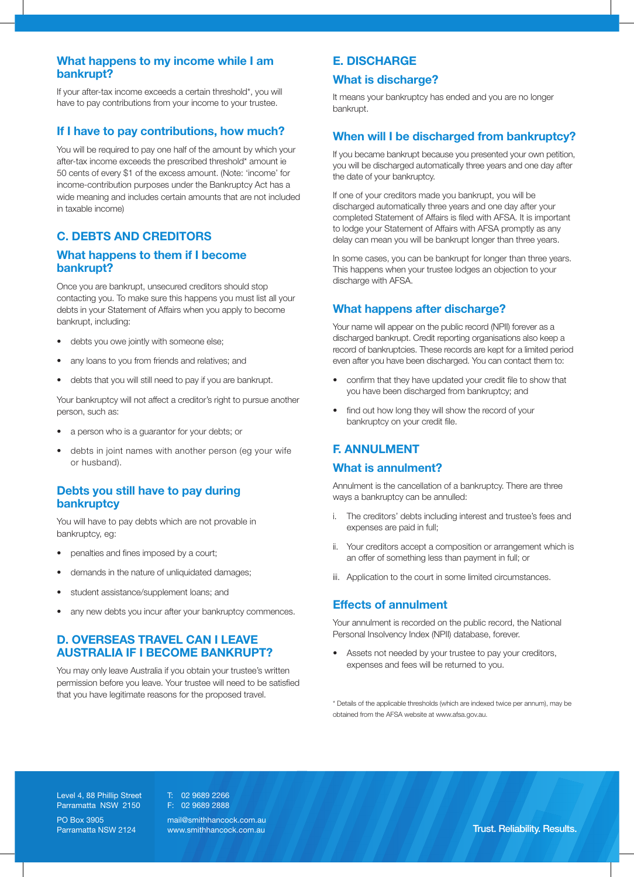### What happens to my income while I am bankrupt?

If your after-tax income exceeds a certain threshold*, you will have to pay contributions from your income to your trustee.

### If I have to pay contributions, how much?

You will be required to pay one half of the amount by which your after-tax income exceeds the prescribed threshold* amount ie 50 cents of every $1 of the excess amount. (Note: 'income' for income-contribution purposes under the Bankruptcy Act has a wide meaning and includes certain amounts that are not included in taxable income)

## C. DEBTS AND CREDITORS

### What happens to them if I become bankrupt?

Once you are bankrupt, unsecured creditors should stop contacting you. To make sure this happens you must list all your debts in your Statement of Affairs when you apply to become bankrupt, including:

- debts you owe jointly with someone else;
- any loans to you from friends and relatives; and
- debts that you will still need to pay if you are bankrupt.

Your bankruptcy will not affect a creditor's right to pursue another person, such as:

- a person who is a guarantor for your debts; or
- debts in joint names with another person (eg your wife or husband).

### Debts you still have to pay during bankruptcy

You will have to pay debts which are not provable in bankruptcy, eg:

- penalties and fines imposed by a court;
- demands in the nature of unliquidated damages;
- student assistance/supplement loans; and
- any new debts you incur after your bankruptcy commences.

## D. OVERSEAS TRAVEL CAN I LEAVE AUSTRALIA IF I BECOME BANKRUPT?

You may only leave Australia if you obtain your trustee's written permission before you leave. Your trustee will need to be satisfied that you have legitimate reasons for the proposed travel.

## E. DISCHARGE

### What is discharge?

It means your bankruptcy has ended and you are no longer bankrupt.

### When will I be discharged from bankruptcy?

If you became bankrupt because you presented your own petition, you will be discharged automatically three years and one day after the date of your bankruptcy.

If one of your creditors made you bankrupt, you will be discharged automatically three years and one day after your completed Statement of Affairs is filed with AFSA. It is important to lodge your Statement of Affairs with AFSA promptly as any delay can mean you will be bankrupt longer than three years.

In some cases, you can be bankrupt for longer than three years. This happens when your trustee lodges an objection to your discharge with AFSA.

### What happens after discharge?

Your name will appear on the public record (NPII) forever as a discharged bankrupt. Credit reporting organisations also keep a record of bankruptcies. These records are kept for a limited period even after you have been discharged. You can contact them to:

- confirm that they have updated your credit file to show that you have been discharged from bankruptcy; and
- find out how long they will show the record of your bankruptcy on your credit file.

## F. ANNULMENT

### What is annulment?

Annulment is the cancellation of a bankruptcy. There are three ways a bankruptcy can be annulled:

i. The creditors' debts including interest and trustee's fees and expenses are paid in full;

ii. Your creditors accept a composition or arrangement which is an offer of something less than payment in full; or

iii. Application to the court in some limited circumstances.

### Effects of annulment

Your annulment is recorded on the public record, the National Personal Insolvency Index (NPII) database, forever.

- Assets not needed by your trustee to pay your creditors, expenses and fees will be returned to you.

* Details of the applicable thresholds (which are indexed twice per annum), may be obtained from the AFSA website at www.afsa.gov.au.

Level 4, 88 Phillip Street
Parramatta NSW 2150

PO Box 3905
Parramatta NSW 2124

T: 02 9689 2266
F: 02 9689 2888

mail@smithhancock.com.au
www.smithhancock.com.au

Trust. Reliability. Results.